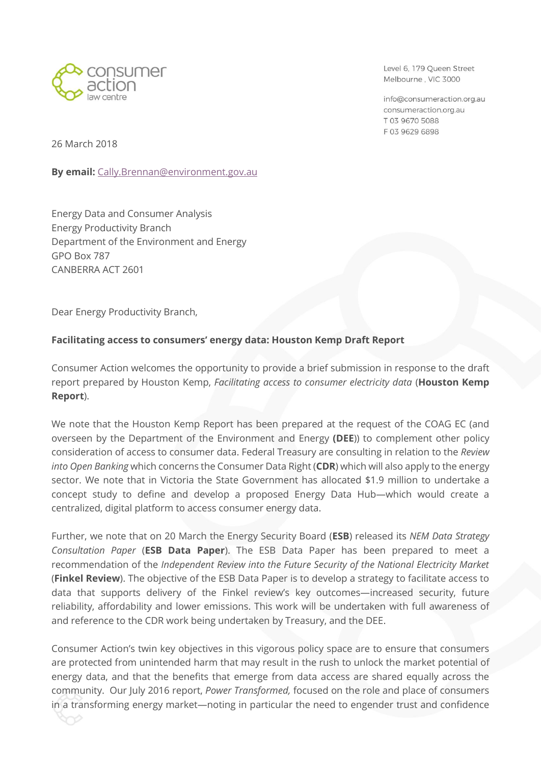consumer action law centre

Level 6, 179 Queen Street
Melbourne , VIC 3000

info@consumeraction.org.au
consumeraction.org.au
T 03 9670 5088
F 03 9629 6898

26 March 2018

**By email:** Cally.Brennan@environment.gov.au

Energy Data and Consumer Analysis
Energy Productivity Branch
Department of the Environment and Energy
GPO Box 787
CANBERRA ACT 2601

Dear Energy Productivity Branch,

**Facilitating access to consumers' energy data: Houston Kemp Draft Report**

Consumer Action welcomes the opportunity to provide a brief submission in response to the draft report prepared by Houston Kemp, *Facilitating access to consumer electricity data* (**Houston Kemp Report**).

We note that the Houston Kemp Report has been prepared at the request of the COAG EC (and overseen by the Department of the Environment and Energy **(DEE)**) to complement other policy consideration of access to consumer data. Federal Treasury are consulting in relation to the *Review into Open Banking* which concerns the Consumer Data Right (**CDR**) which will also apply to the energy sector. We note that in Victoria the State Government has allocated $1.9 million to undertake a concept study to define and develop a proposed Energy Data Hub—which would create a centralized, digital platform to access consumer energy data.

Further, we note that on 20 March the Energy Security Board (**ESB**) released its *NEM Data Strategy Consultation Paper* (**ESB Data Paper**). The ESB Data Paper has been prepared to meet a recommendation of the *Independent Review into the Future Security of the National Electricity Market* (**Finkel Review**). The objective of the ESB Data Paper is to develop a strategy to facilitate access to data that supports delivery of the Finkel review's key outcomes—increased security, future reliability, affordability and lower emissions. This work will be undertaken with full awareness of and reference to the CDR work being undertaken by Treasury, and the DEE.

Consumer Action's twin key objectives in this vigorous policy space are to ensure that consumers are protected from unintended harm that may result in the rush to unlock the market potential of energy data, and that the benefits that emerge from data access are shared equally across the community. Our July 2016 report, *Power Transformed,* focused on the role and place of consumers in a transforming energy market—noting in particular the need to engender trust and confidence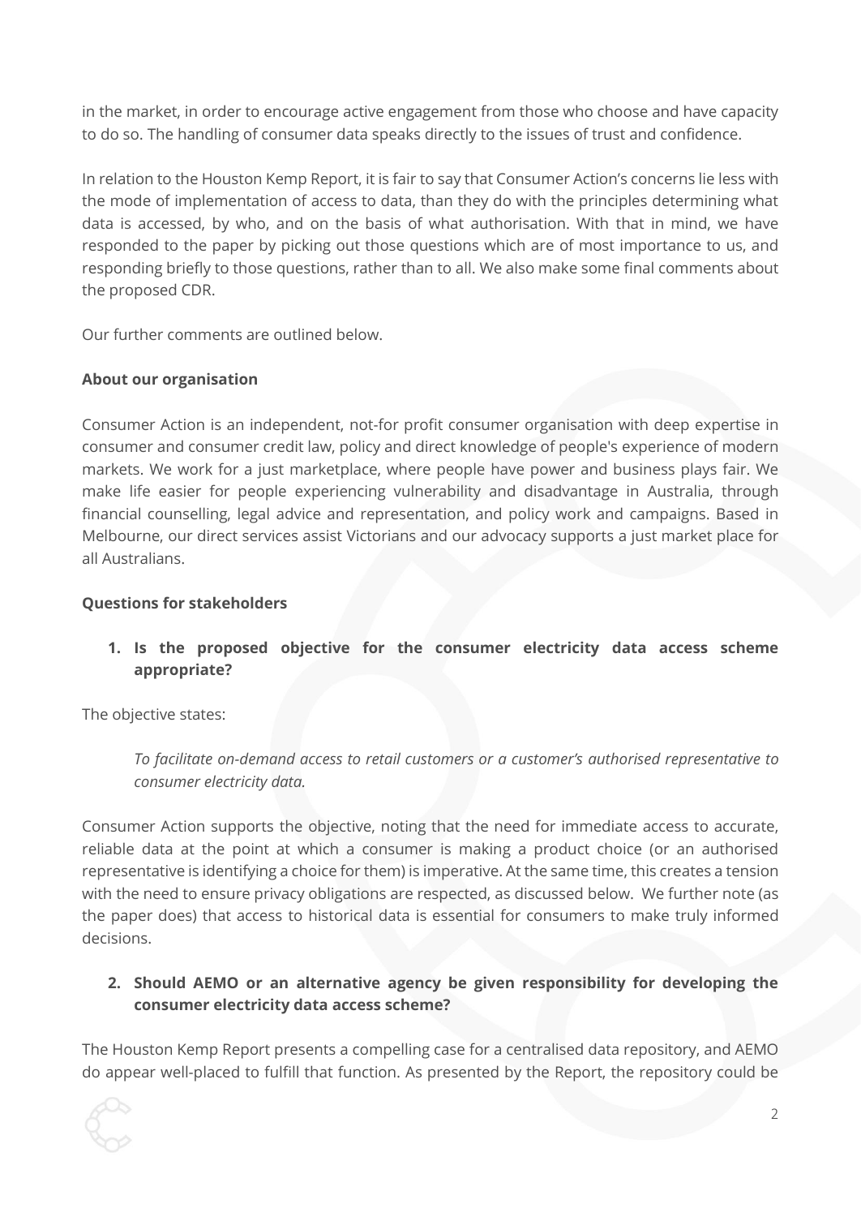in the market, in order to encourage active engagement from those who choose and have capacity to do so. The handling of consumer data speaks directly to the issues of trust and confidence.

In relation to the Houston Kemp Report, it is fair to say that Consumer Action's concerns lie less with the mode of implementation of access to data, than they do with the principles determining what data is accessed, by who, and on the basis of what authorisation. With that in mind, we have responded to the paper by picking out those questions which are of most importance to us, and responding briefly to those questions, rather than to all. We also make some final comments about the proposed CDR.

Our further comments are outlined below.

**About our organisation**

Consumer Action is an independent, not-for profit consumer organisation with deep expertise in consumer and consumer credit law, policy and direct knowledge of people's experience of modern markets. We work for a just marketplace, where people have power and business plays fair. We make life easier for people experiencing vulnerability and disadvantage in Australia, through financial counselling, legal advice and representation, and policy work and campaigns. Based in Melbourne, our direct services assist Victorians and our advocacy supports a just market place for all Australians.

**Questions for stakeholders**

1. **Is the proposed objective for the consumer electricity data access scheme appropriate?**

The objective states:

> *To facilitate on-demand access to retail customers or a customer's authorised representative to consumer electricity data.*

Consumer Action supports the objective, noting that the need for immediate access to accurate, reliable data at the point at which a consumer is making a product choice (or an authorised representative is identifying a choice for them) is imperative. At the same time, this creates a tension with the need to ensure privacy obligations are respected, as discussed below. We further note (as the paper does) that access to historical data is essential for consumers to make truly informed decisions.

2. **Should AEMO or an alternative agency be given responsibility for developing the consumer electricity data access scheme?**

The Houston Kemp Report presents a compelling case for a centralised data repository, and AEMO do appear well-placed to fulfill that function. As presented by the Report, the repository could be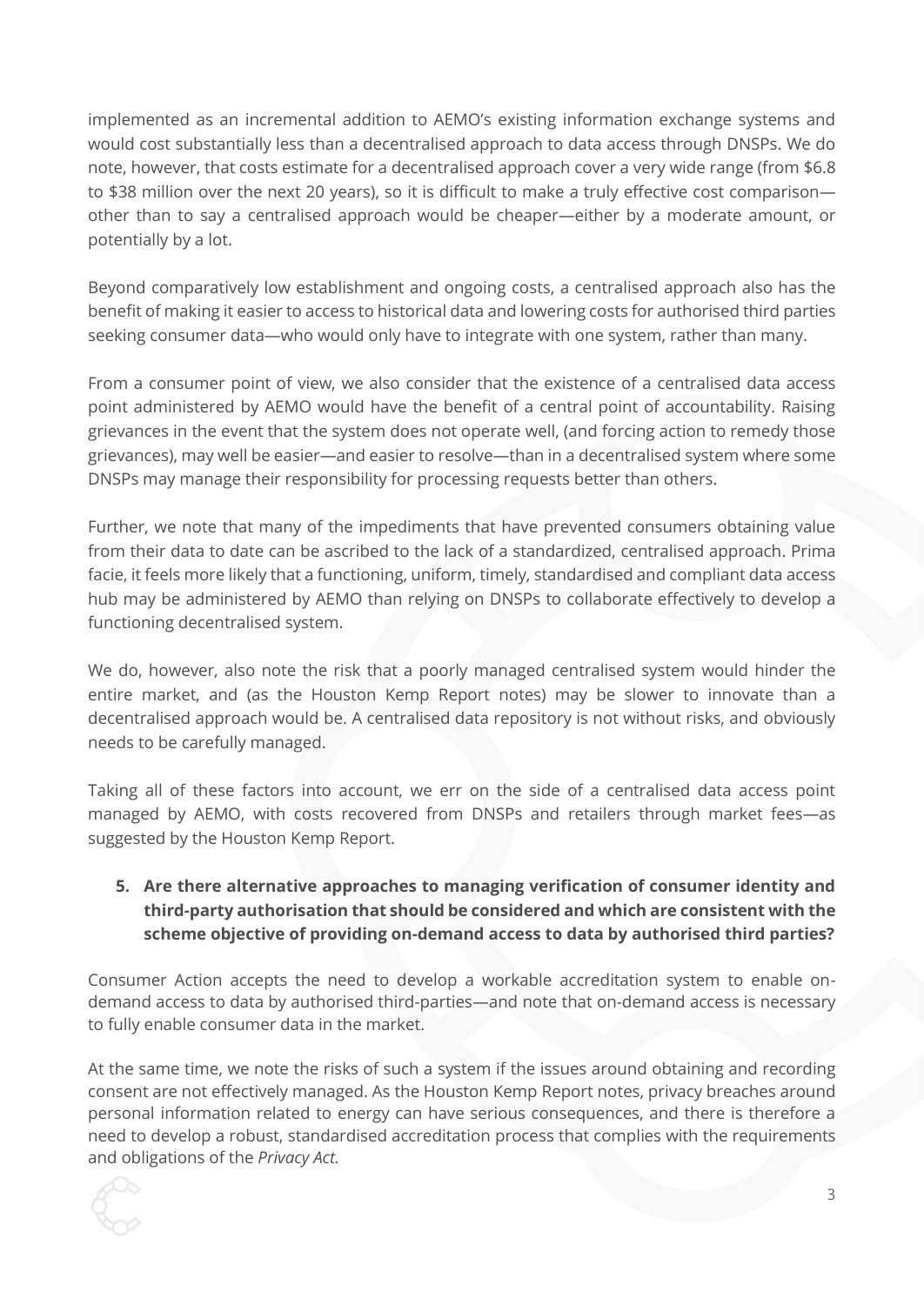implemented as an incremental addition to AEMO's existing information exchange systems and would cost substantially less than a decentralised approach to data access through DNSPs. We do note, however, that costs estimate for a decentralised approach cover a very wide range (from $6.8 to $38 million over the next 20 years), so it is difficult to make a truly effective cost comparison—other than to say a centralised approach would be cheaper—either by a moderate amount, or potentially by a lot.

Beyond comparatively low establishment and ongoing costs, a centralised approach also has the benefit of making it easier to access to historical data and lowering costs for authorised third parties seeking consumer data—who would only have to integrate with one system, rather than many.

From a consumer point of view, we also consider that the existence of a centralised data access point administered by AEMO would have the benefit of a central point of accountability. Raising grievances in the event that the system does not operate well, (and forcing action to remedy those grievances), may well be easier—and easier to resolve—than in a decentralised system where some DNSPs may manage their responsibility for processing requests better than others.

Further, we note that many of the impediments that have prevented consumers obtaining value from their data to date can be ascribed to the lack of a standardized, centralised approach. Prima facie, it feels more likely that a functioning, uniform, timely, standardised and compliant data access hub may be administered by AEMO than relying on DNSPs to collaborate effectively to develop a functioning decentralised system.

We do, however, also note the risk that a poorly managed centralised system would hinder the entire market, and (as the Houston Kemp Report notes) may be slower to innovate than a decentralised approach would be. A centralised data repository is not without risks, and obviously needs to be carefully managed.

Taking all of these factors into account, we err on the side of a centralised data access point managed by AEMO, with costs recovered from DNSPs and retailers through market fees—as suggested by the Houston Kemp Report.

5. **Are there alternative approaches to managing verification of consumer identity and third-party authorisation that should be considered and which are consistent with the scheme objective of providing on-demand access to data by authorised third parties?**

Consumer Action accepts the need to develop a workable accreditation system to enable on-demand access to data by authorised third-parties—and note that on-demand access is necessary to fully enable consumer data in the market.

At the same time, we note the risks of such a system if the issues around obtaining and recording consent are not effectively managed. As the Houston Kemp Report notes, privacy breaches around personal information related to energy can have serious consequences, and there is therefore a need to develop a robust, standardised accreditation process that complies with the requirements and obligations of the *Privacy Act.*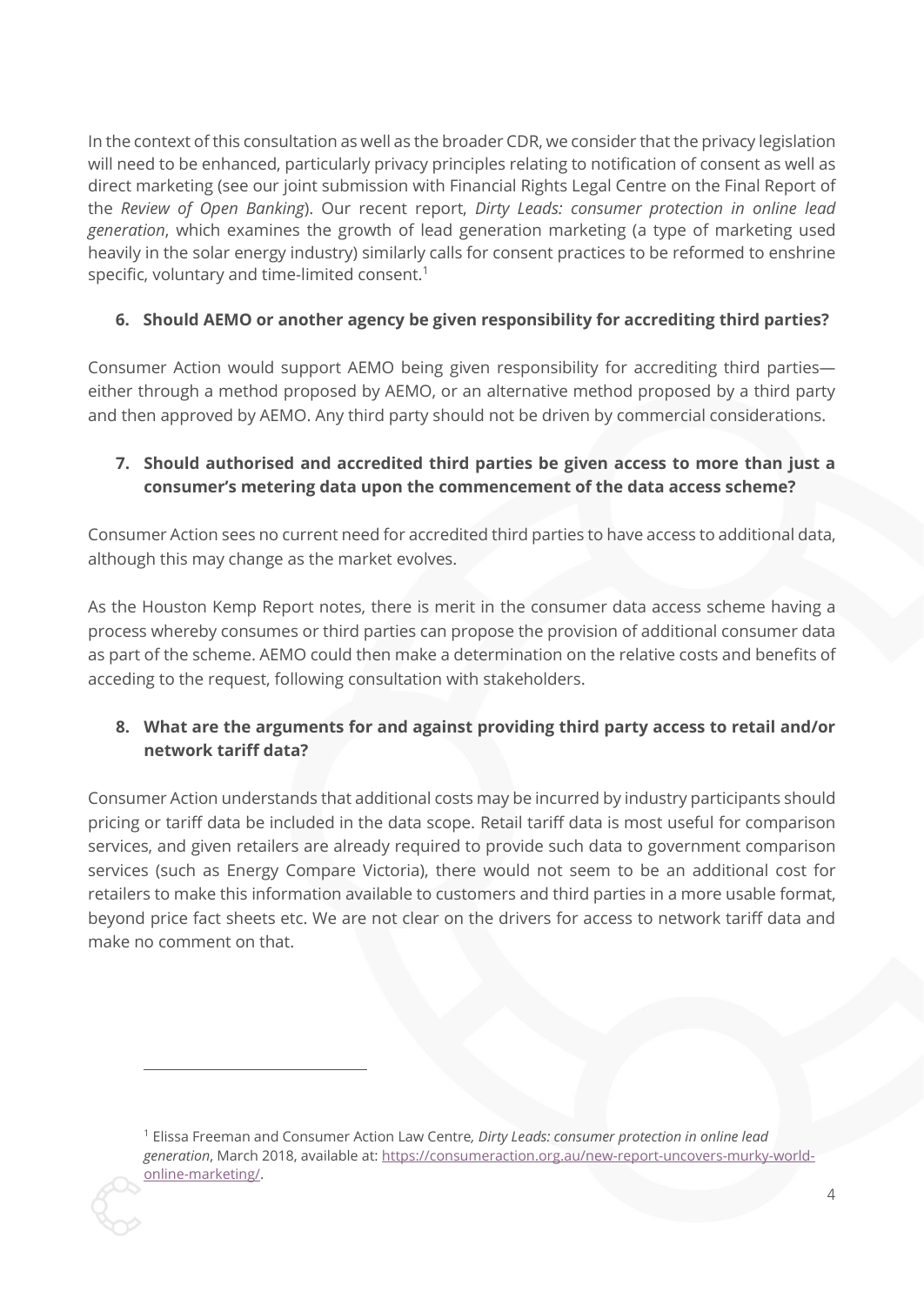In the context of this consultation as well as the broader CDR, we consider that the privacy legislation will need to be enhanced, particularly privacy principles relating to notification of consent as well as direct marketing (see our joint submission with Financial Rights Legal Centre on the Final Report of the *Review of Open Banking*). Our recent report, *Dirty Leads: consumer protection in online lead generation*, which examines the growth of lead generation marketing (a type of marketing used heavily in the solar energy industry) similarly calls for consent practices to be reformed to enshrine specific, voluntary and time-limited consent.[1]

**6. Should AEMO or another agency be given responsibility for accrediting third parties?**

Consumer Action would support AEMO being given responsibility for accrediting third parties—either through a method proposed by AEMO, or an alternative method proposed by a third party and then approved by AEMO. Any third party should not be driven by commercial considerations.

**7. Should authorised and accredited third parties be given access to more than just a consumer's metering data upon the commencement of the data access scheme?**

Consumer Action sees no current need for accredited third parties to have access to additional data, although this may change as the market evolves.

As the Houston Kemp Report notes, there is merit in the consumer data access scheme having a process whereby consumes or third parties can propose the provision of additional consumer data as part of the scheme. AEMO could then make a determination on the relative costs and benefits of acceding to the request, following consultation with stakeholders.

**8. What are the arguments for and against providing third party access to retail and/or network tariff data?**

Consumer Action understands that additional costs may be incurred by industry participants should pricing or tariff data be included in the data scope. Retail tariff data is most useful for comparison services, and given retailers are already required to provide such data to government comparison services (such as Energy Compare Victoria), there would not seem to be an additional cost for retailers to make this information available to customers and third parties in a more usable format, beyond price fact sheets etc. We are not clear on the drivers for access to network tariff data and make no comment on that.

---

[1] Elissa Freeman and Consumer Action Law Centre, *Dirty Leads: consumer protection in online lead generation*, March 2018, available at: https://consumeraction.org.au/new-report-uncovers-murky-world-online-marketing/.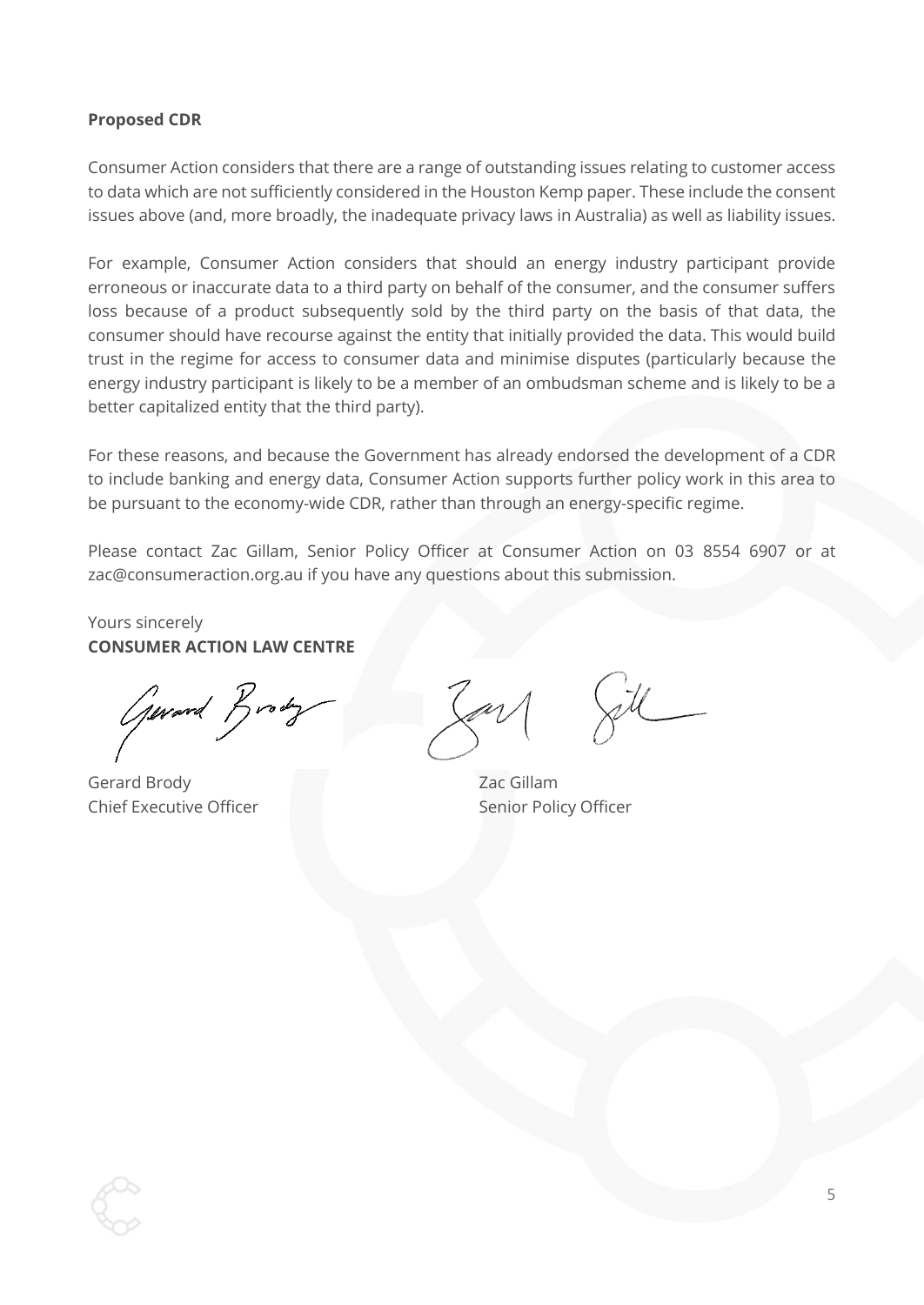**Proposed CDR**

Consumer Action considers that there are a range of outstanding issues relating to customer access to data which are not sufficiently considered in the Houston Kemp paper. These include the consent issues above (and, more broadly, the inadequate privacy laws in Australia) as well as liability issues.

For example, Consumer Action considers that should an energy industry participant provide erroneous or inaccurate data to a third party on behalf of the consumer, and the consumer suffers loss because of a product subsequently sold by the third party on the basis of that data, the consumer should have recourse against the entity that initially provided the data. This would build trust in the regime for access to consumer data and minimise disputes (particularly because the energy industry participant is likely to be a member of an ombudsman scheme and is likely to be a better capitalized entity that the third party).

For these reasons, and because the Government has already endorsed the development of a CDR to include banking and energy data, Consumer Action supports further policy work in this area to be pursuant to the economy-wide CDR, rather than through an energy-specific regime.

Please contact Zac Gillam, Senior Policy Officer at Consumer Action on 03 8554 6907 or at zac@consumeraction.org.au if you have any questions about this submission.

Yours sincerely
**CONSUMER ACTION LAW CENTRE**

Gerard Brody
Chief Executive Officer

Zac Gillam
Senior Policy Officer